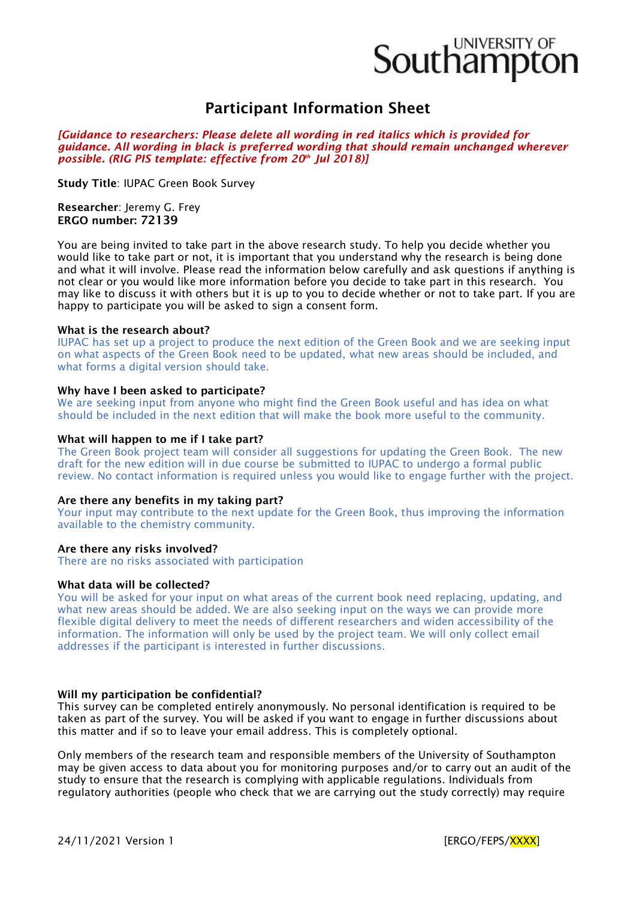UNIVERSITY OF Southampton

# Participant Information Sheet

*[Guidance to researchers: Please delete all wording in red italics which is provided for guidance. All wording in black is preferred wording that should remain unchanged wherever possible. (RIG PIS template: effective from 20th Jul 2018)]*

**Study Title**: IUPAC Green Book Survey

**Researcher**: Jeremy G. Frey
**ERGO number: 72139**

You are being invited to take part in the above research study. To help you decide whether you would like to take part or not, it is important that you understand why the research is being done and what it will involve. Please read the information below carefully and ask questions if anything is not clear or you would like more information before you decide to take part in this research. You may like to discuss it with others but it is up to you to decide whether or not to take part. If you are happy to participate you will be asked to sign a consent form.

**What is the research about?**
IUPAC has set up a project to produce the next edition of the Green Book and we are seeking input on what aspects of the Green Book need to be updated, what new areas should be included, and what forms a digital version should take.

**Why have I been asked to participate?**
We are seeking input from anyone who might find the Green Book useful and has idea on what should be included in the next edition that will make the book more useful to the community.

**What will happen to me if I take part?**
The Green Book project team will consider all suggestions for updating the Green Book. The new draft for the new edition will in due course be submitted to IUPAC to undergo a formal public review. No contact information is required unless you would like to engage further with the project.

**Are there any benefits in my taking part?**
Your input may contribute to the next update for the Green Book, thus improving the information available to the chemistry community.

**Are there any risks involved?**
There are no risks associated with participation

**What data will be collected?**
You will be asked for your input on what areas of the current book need replacing, updating, and what new areas should be added. We are also seeking input on the ways we can provide more flexible digital delivery to meet the needs of different researchers and widen accessibility of the information. The information will only be used by the project team. We will only collect email addresses if the participant is interested in further discussions.

**Will my participation be confidential?**
This survey can be completed entirely anonymously. No personal identification is required to be taken as part of the survey. You will be asked if you want to engage in further discussions about this matter and if so to leave your email address. This is completely optional.

Only members of the research team and responsible members of the University of Southampton may be given access to data about you for monitoring purposes and/or to carry out an audit of the study to ensure that the research is complying with applicable regulations. Individuals from regulatory authorities (people who check that we are carrying out the study correctly) may require

24/11/2021 Version 1 [ERGO/FEPS/XXXX]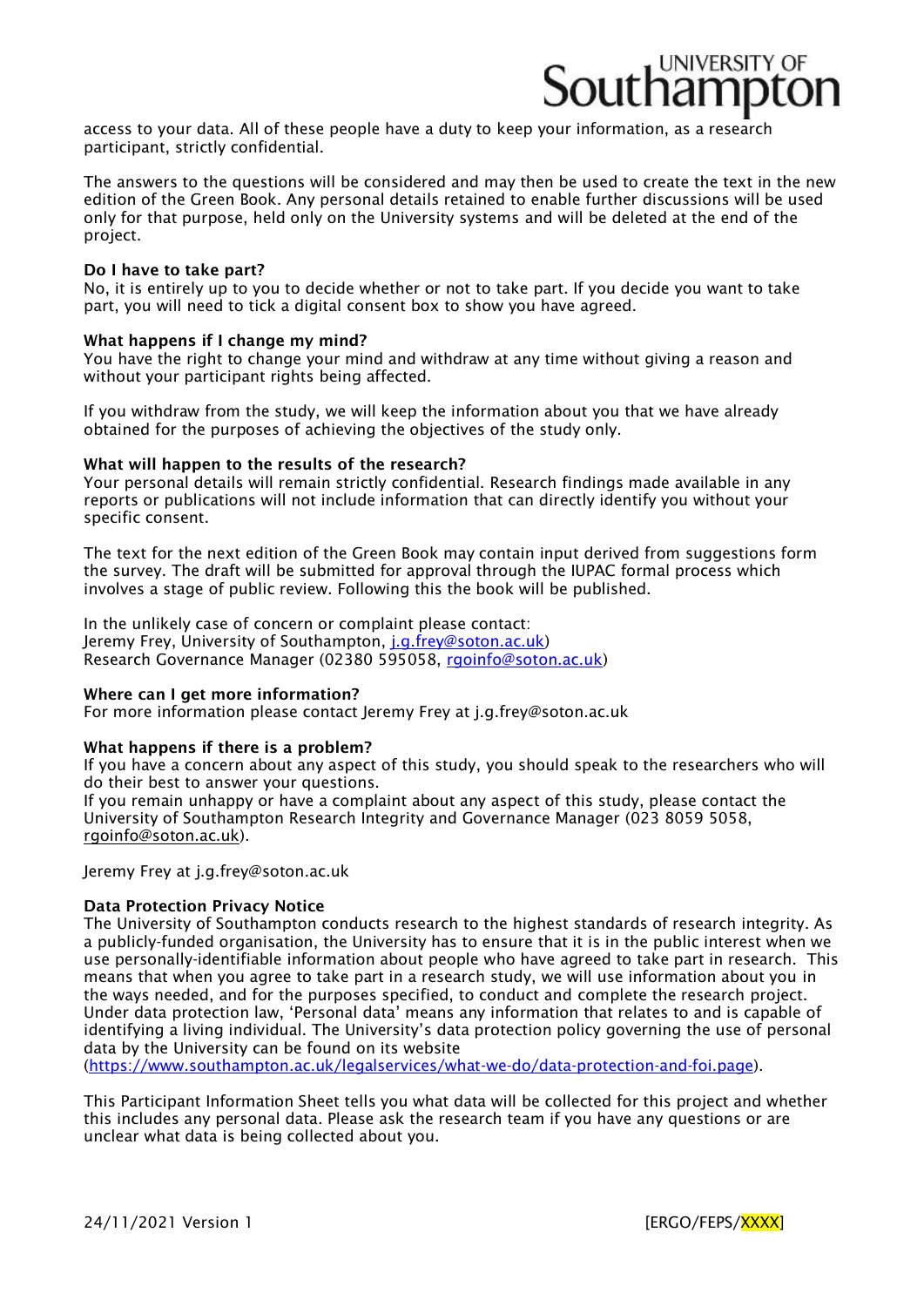access to your data. All of these people have a duty to keep your information, as a research participant, strictly confidential.

The answers to the questions will be considered and may then be used to create the text in the new edition of the Green Book. Any personal details retained to enable further discussions will be used only for that purpose, held only on the University systems and will be deleted at the end of the project.

**Do I have to take part?**
No, it is entirely up to you to decide whether or not to take part. If you decide you want to take part, you will need to tick a digital consent box to show you have agreed.

**What happens if I change my mind?**
You have the right to change your mind and withdraw at any time without giving a reason and without your participant rights being affected.

If you withdraw from the study, we will keep the information about you that we have already obtained for the purposes of achieving the objectives of the study only.

**What will happen to the results of the research?**
Your personal details will remain strictly confidential. Research findings made available in any reports or publications will not include information that can directly identify you without your specific consent.

The text for the next edition of the Green Book may contain input derived from suggestions form the survey. The draft will be submitted for approval through the IUPAC formal process which involves a stage of public review. Following this the book will be published.

In the unlikely case of concern or complaint please contact:
Jeremy Frey, University of Southampton, j.g.frey@soton.ac.uk)
Research Governance Manager (02380 595058, rgoinfo@soton.ac.uk)

**Where can I get more information?**
For more information please contact Jeremy Frey at j.g.frey@soton.ac.uk

**What happens if there is a problem?**
If you have a concern about any aspect of this study, you should speak to the researchers who will do their best to answer your questions.
If you remain unhappy or have a complaint about any aspect of this study, please contact the University of Southampton Research Integrity and Governance Manager (023 8059 5058, rgoinfo@soton.ac.uk).

Jeremy Frey at j.g.frey@soton.ac.uk

**Data Protection Privacy Notice**
The University of Southampton conducts research to the highest standards of research integrity. As a publicly-funded organisation, the University has to ensure that it is in the public interest when we use personally-identifiable information about people who have agreed to take part in research. This means that when you agree to take part in a research study, we will use information about you in the ways needed, and for the purposes specified, to conduct and complete the research project. Under data protection law, 'Personal data' means any information that relates to and is capable of identifying a living individual. The University's data protection policy governing the use of personal data by the University can be found on its website (https://www.southampton.ac.uk/legalservices/what-we-do/data-protection-and-foi.page).

This Participant Information Sheet tells you what data will be collected for this project and whether this includes any personal data. Please ask the research team if you have any questions or are unclear what data is being collected about you.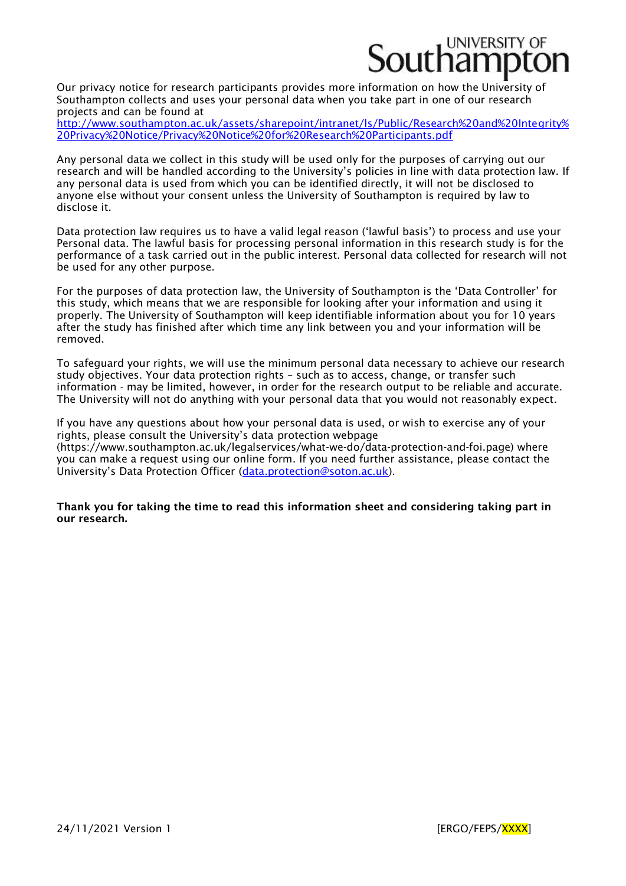Our privacy notice for research participants provides more information on how the University of Southampton collects and uses your personal data when you take part in one of our research projects and can be found at [http://www.southampton.ac.uk/assets/sharepoint/intranet/ls/Public/Research%20and%20Integrity%20Privacy%20Notice/Privacy%20Notice%20for%20Research%20Participants.pdf](http://www.southampton.ac.uk/assets/sharepoint/intranet/ls/Public/Research%20and%20Integrity%20Privacy%20Notice/Privacy%20Notice%20for%20Research%20Participants.pdf)

Any personal data we collect in this study will be used only for the purposes of carrying out our research and will be handled according to the University's policies in line with data protection law. If any personal data is used from which you can be identified directly, it will not be disclosed to anyone else without your consent unless the University of Southampton is required by law to disclose it.

Data protection law requires us to have a valid legal reason ('lawful basis') to process and use your Personal data. The lawful basis for processing personal information in this research study is for the performance of a task carried out in the public interest. Personal data collected for research will not be used for any other purpose.

For the purposes of data protection law, the University of Southampton is the 'Data Controller' for this study, which means that we are responsible for looking after your information and using it properly. The University of Southampton will keep identifiable information about you for 10 years after the study has finished after which time any link between you and your information will be removed.

To safeguard your rights, we will use the minimum personal data necessary to achieve our research study objectives. Your data protection rights – such as to access, change, or transfer such information - may be limited, however, in order for the research output to be reliable and accurate. The University will not do anything with your personal data that you would not reasonably expect.

If you have any questions about how your personal data is used, or wish to exercise any of your rights, please consult the University's data protection webpage (https://www.southampton.ac.uk/legalservices/what-we-do/data-protection-and-foi.page) where you can make a request using our online form. If you need further assistance, please contact the University's Data Protection Officer ([data.protection@soton.ac.uk](mailto:data.protection@soton.ac.uk)).

**Thank you for taking the time to read this information sheet and considering taking part in our research.**

24/11/2021 Version 1 [ERGO/FEPS/XXXX]